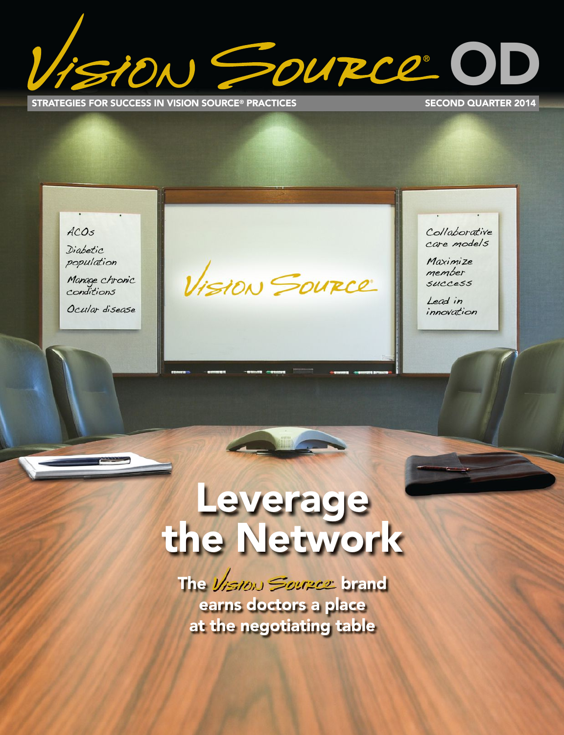# Vision Source® OD

STRATEGIES FOR SUCCESS IN VISION SOURCE® PRACTICES

SECOND QUARTER 2014

ACOs

Diabetic population

Manage chronic conditions

Ocular disease

Vision Source®

Collaborative care models

Maximize member success

Lead in innovation

# Leverage the Network

**The Vision Source brand earns doctors a place at the negotiating table**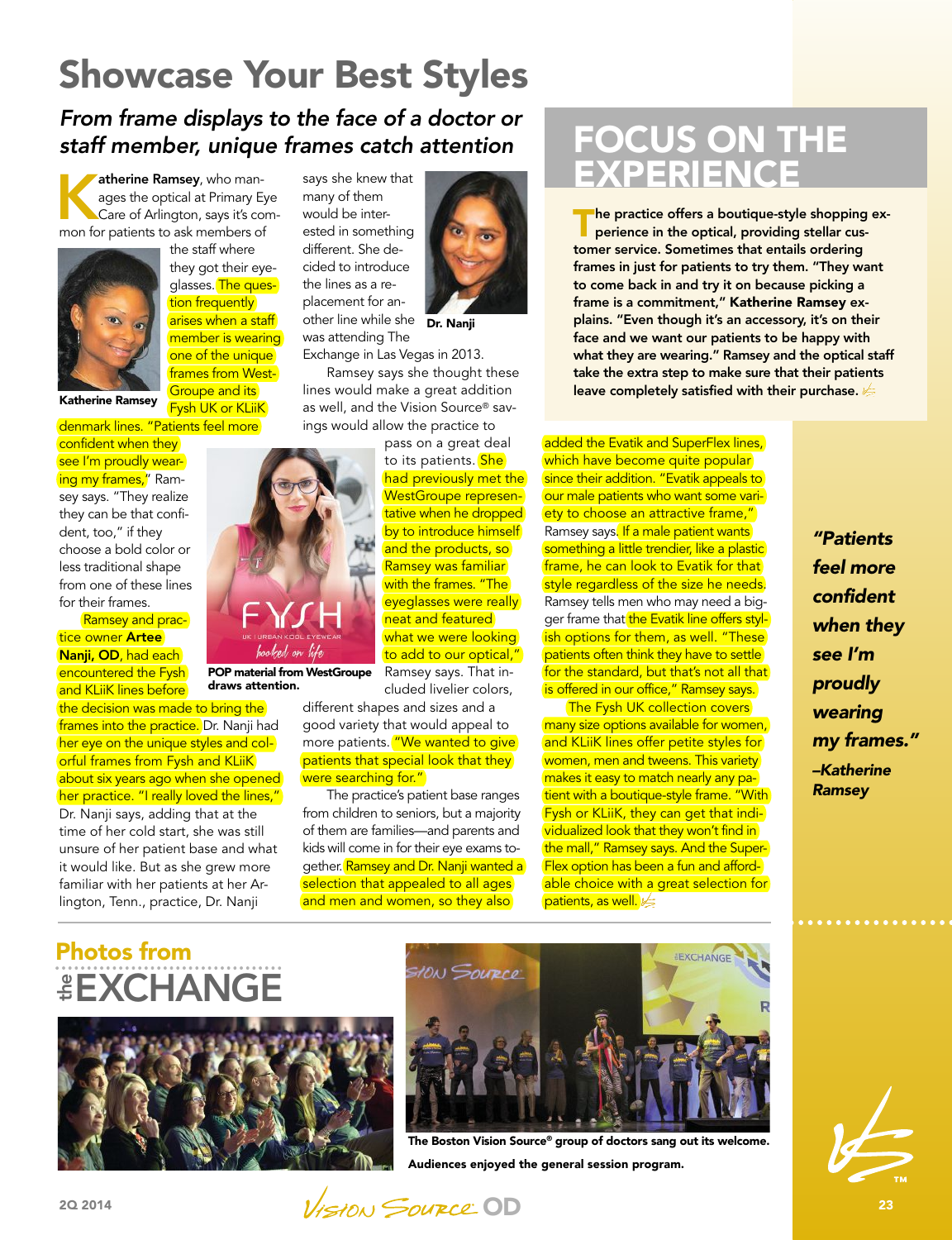# Showcase Your Best Styles

*From frame displays to the face of a doctor or staff member, unique frames catch attention*

**Katherine Ramsey**, who manages the optical at Primary Eye Care of Arlington, says it's common for patients to ask members of the staff where they got their eyeglasses. The question frequently arises when a staff member is wearing one of the unique frames from WestGroupe and its Fysh UK or KLiiK denmark lines. "Patients feel more confident when they see I'm proudly wearing my frames," Ramsey says. "They realize they can be that confident, too," if they choose a bold color or less traditional shape from one of these lines for their frames.

Katherine Ramsey

Ramsey and practice owner **Artee Nanji, OD**, had each encountered the Fysh and KLiiK lines before the decision was made to bring the frames into the practice. Dr. Nanji had her eye on the unique styles and colorful frames from Fysh and KLiiK about six years ago when she opened her practice. "I really loved the lines," Dr. Nanji says, adding that at the time of her cold start, she was still unsure of her patient base and what it would like. But as she grew more familiar with her patients at her Arlington, Tenn., practice, Dr. Nanji says she knew that many of them would be interested in something different. She decided to introduce the lines as a replacement for another line while she was attending The Exchange in Las Vegas in 2013.

Dr. Nanji

Ramsey says she thought these lines would make a great addition as well, and the Vision Source® savings would allow the practice to pass on a great deal to its patients. She had previously met the WestGroupe representative when he dropped by to introduce himself and the products, so Ramsey was familiar with the frames. "The eyeglasses were really neat and featured what we were looking to add to our optical," Ramsey says. That included livelier colors, different shapes and sizes and a good variety that would appeal to more patients. "We wanted to give patients that special look that they were searching for."

POP material from WestGroupe draws attention.

The practice's patient base ranges from children to seniors, but a majority of them are families—and parents and kids will come in for their eye exams together. Ramsey and Dr. Nanji wanted a selection that appealed to all ages and men and women, so they also added the Evatik and SuperFlex lines, which have become quite popular since their addition. "Evatik appeals to our male patients who want some variety to choose an attractive frame," Ramsey says. If a male patient wants something a little trendier, like a plastic frame, he can look to Evatik for that style regardless of the size he needs. Ramsey tells men who may need a bigger frame that the Evatik line offers stylish options for them, as well. "These patients often think they have to settle for the standard, but that's not all that is offered in our office," Ramsey says.

The Fysh UK collection covers many size options available for women, and KLiiK lines offer petite styles for women, men and tweens. This variety makes it easy to match nearly any patient with a boutique-style frame. "With Fysh or KLiiK, they can get that individualized look that they won't find in the mall," Ramsey says. And the SuperFlex option has been a fun and affordable choice with a great selection for patients, as well.

## FOCUS ON THE EXPERIENCE

**The practice offers a boutique-style shopping experience in the optical, providing stellar customer service. Sometimes that entails ordering frames in just for patients to try them. "They want to come back in and try it on because picking a frame is a commitment," Katherine Ramsey explains. "Even though it's an accessory, it's on their face and we want our patients to be happy with what they are wearing." Ramsey and the optical staff take the extra step to make sure that their patients leave completely satisfied with their purchase.**

***"Patients feel more confident when they see I'm proudly wearing my frames."***
***–Katherine Ramsey***

## Photos from the EXCHANGE

The Boston Vision Source® group of doctors sang out its welcome.

Audiences enjoyed the general session program.